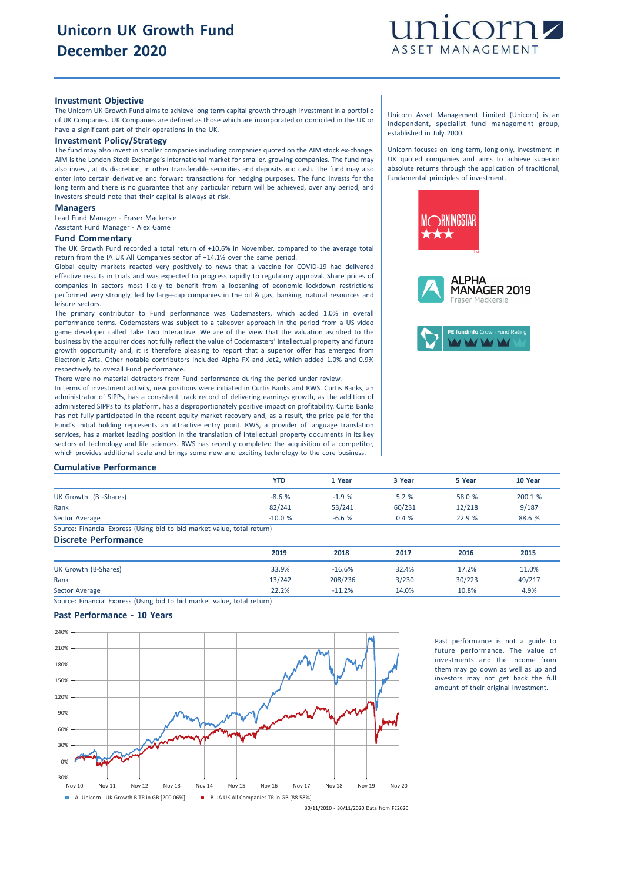# Unicorn UK Growth Fund
# December 2020

unicorn ASSET MANAGEMENT

## Investment Objective

The Unicorn UK Growth Fund aims to achieve long term capital growth through investment in a portfolio of UK Companies. UK Companies are defined as those which are incorporated or domiciled in the UK or have a significant part of their operations in the UK.

## Investment Policy/Strategy

The fund may also invest in smaller companies including companies quoted on the AIM stock ex-change. AIM is the London Stock Exchange's international market for smaller, growing companies. The fund may also invest, at its discretion, in other transferable securities and deposits and cash. The fund may also enter into certain derivative and forward transactions for hedging purposes. The fund invests for the long term and there is no guarantee that any particular return will be achieved, over any period, and investors should note that their capital is always at risk.

## Managers

Lead Fund Manager - Fraser Mackersie
Assistant Fund Manager - Alex Game

## Fund Commentary

The UK Growth Fund recorded a total return of +10.6% in November, compared to the average total return from the IA UK All Companies sector of +14.1% over the same period.

Global equity markets reacted very positively to news that a vaccine for COVID-19 had delivered effective results in trials and was expected to progress rapidly to regulatory approval. Share prices of companies in sectors most likely to benefit from a loosening of economic lockdown restrictions performed very strongly, led by large-cap companies in the oil & gas, banking, natural resources and leisure sectors.

The primary contributor to Fund performance was Codemasters, which added 1.0% in overall performance terms. Codemasters was subject to a takeover approach in the period from a US video game developer called Take Two Interactive. We are of the view that the valuation ascribed to the business by the acquirer does not fully reflect the value of Codemasters' intellectual property and future growth opportunity and, it is therefore pleasing to report that a superior offer has emerged from Electronic Arts. Other notable contributors included Alpha FX and Jet2, which added 1.0% and 0.9% respectively to overall Fund performance.

There were no material detractors from Fund performance during the period under review.

In terms of investment activity, new positions were initiated in Curtis Banks and RWS. Curtis Banks, an administrator of SIPPs, has a consistent track record of delivering earnings growth, as the addition of administered SIPPs to its platform, has a disproportionately positive impact on profitability. Curtis Banks has not fully participated in the recent equity market recovery and, as a result, the price paid for the Fund's initial holding represents an attractive entry point. RWS, a provider of language translation services, has a market leading position in the translation of intellectual property documents in its key sectors of technology and life sciences. RWS has recently completed the acquisition of a competitor, which provides additional scale and brings some new and exciting technology to the core business.

Unicorn Asset Management Limited (Unicorn) is an independent, specialist fund management group, established in July 2000.

Unicorn focuses on long term, long only, investment in UK quoted companies and aims to achieve superior absolute returns through the application of traditional, fundamental principles of investment.

MORNINGSTAR ★★★

ALPHA MANAGER 2019 Fraser Mackersie

FE fundinfo Crown Fund Rating

## Cumulative Performance

| | YTD | 1 Year | 3 Year | 5 Year | 10 Year |
|---|---|---|---|---|---|
| UK Growth (B -Shares) | -8.6 % | -1.9 % | 5.2 % | 58.0 % | 200.1 % |
| Rank | 82/241 | 53/241 | 60/231 | 12/218 | 9/187 |
| Sector Average | -10.0 % | -6.6 % | 0.4 % | 22.9 % | 88.6 % |

Source: Financial Express (Using bid to bid market value, total return)

## Discrete Performance

| | 2019 | 2018 | 2017 | 2016 | 2015 |
|---|---|---|---|---|---|
| UK Growth (B-Shares) | 33.9% | -16.6% | 32.4% | 17.2% | 11.0% |
| Rank | 13/242 | 208/236 | 3/230 | 30/223 | 49/217 |
| Sector Average | 22.2% | -11.2% | 14.0% | 10.8% | 4.9% |

Source: Financial Express (Using bid to bid market value, total return)

## Past Performance - 10 Years

A -Unicorn - UK Growth B TR in GB [200.06%]
B -IA UK All Companies TR in GB [88.58%]

30/11/2010 - 30/11/2020 Data from FE2020

Past performance is not a guide to future performance. The value of investments and the income from them may go down as well as up and investors may not get back the full amount of their original investment.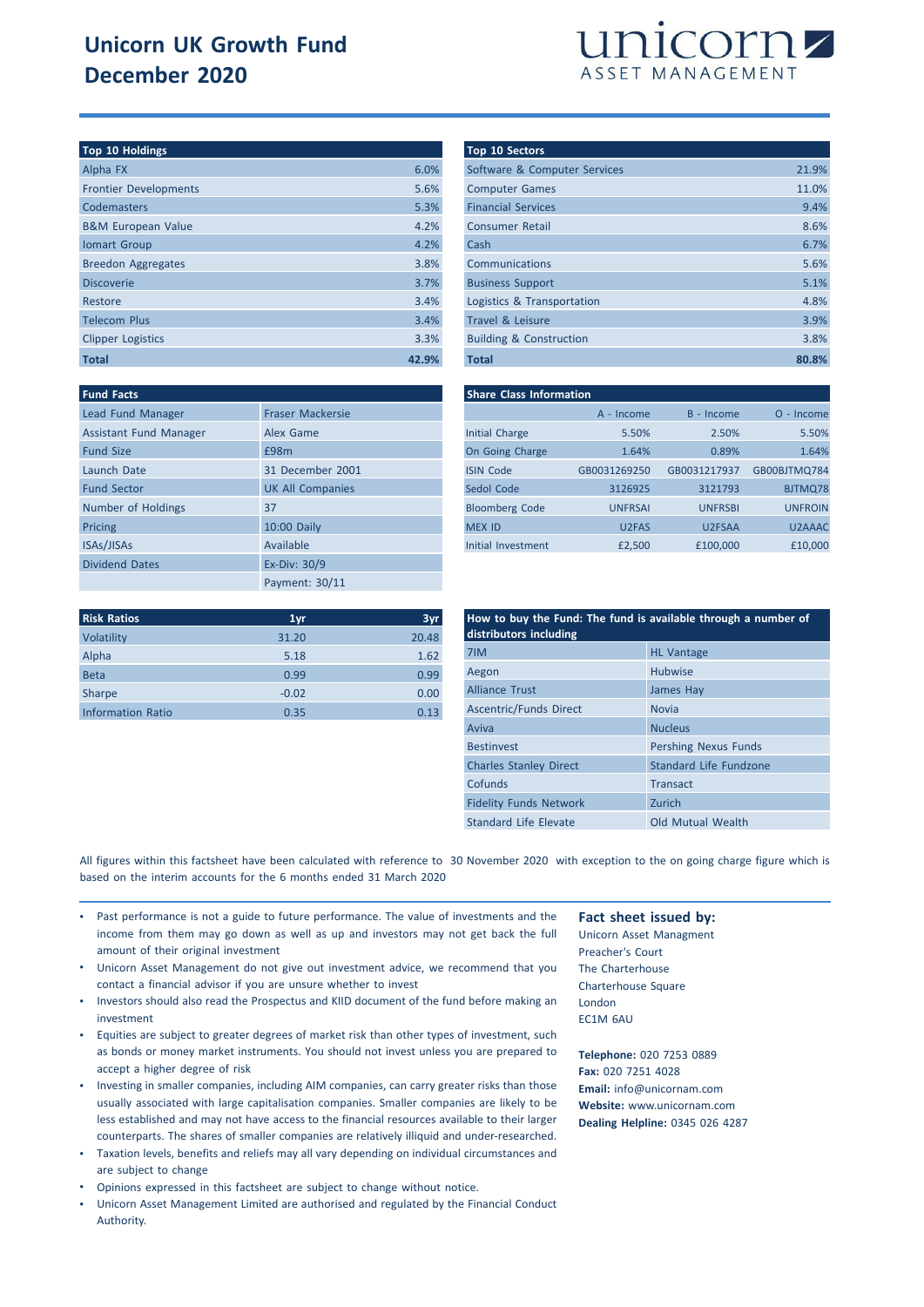# Unicorn UK Growth Fund
# December 2020

| Top 10 Holdings | |
|---|---|
| Alpha FX | 6.0% |
| Frontier Developments | 5.6% |
| Codemasters | 5.3% |
| B&M European Value | 4.2% |
| Iomart Group | 4.2% |
| Breedon Aggregates | 3.8% |
| Discoverie | 3.7% |
| Restore | 3.4% |
| Telecom Plus | 3.4% |
| Clipper Logistics | 3.3% |
| **Total** | **42.9%** |

| Top 10 Sectors | |
|---|---|
| Software & Computer Services | 21.9% |
| Computer Games | 11.0% |
| Financial Services | 9.4% |
| Consumer Retail | 8.6% |
| Cash | 6.7% |
| Communications | 5.6% |
| Business Support | 5.1% |
| Logistics & Transportation | 4.8% |
| Travel & Leisure | 3.9% |
| Building & Construction | 3.8% |
| **Total** | **80.8%** |

| Fund Facts | |
|---|---|
| Lead Fund Manager | Fraser Mackersie |
| Assistant Fund Manager | Alex Game |
| Fund Size | £98m |
| Launch Date | 31 December 2001 |
| Fund Sector | UK All Companies |
| Number of Holdings | 37 |
| Pricing | 10:00 Daily |
| ISAs/JISAs | Available |
| Dividend Dates | Ex-Div: 30/9 |
| | Payment: 30/11 |

| Share Class Information | A - Income | B - Income | O - Income |
|---|---|---|---|
| Initial Charge | 5.50% | 2.50% | 5.50% |
| On Going Charge | 1.64% | 0.89% | 1.64% |
| ISIN Code | GB0031269250 | GB0031217937 | GB00BJTMQ784 |
| Sedol Code | 3126925 | 3121793 | BJTMQ78 |
| Bloomberg Code | UNFRSAI | UNFRSBI | UNFROIN |
| MEX ID | U2FAS | U2FSAA | U2AAAC |
| Initial Investment | £2,500 | £100,000 | £10,000 |

| Risk Ratios | 1yr | 3yr |
|---|---|---|
| Volatility | 31.20 | 20.48 |
| Alpha | 5.18 | 1.62 |
| Beta | 0.99 | 0.99 |
| Sharpe | -0.02 | 0.00 |
| Information Ratio | 0.35 | 0.13 |

| How to buy the Fund: The fund is available through a number of distributors including | |
|---|---|
| 7IM | HL Vantage |
| Aegon | Hubwise |
| Alliance Trust | James Hay |
| Ascentric/Funds Direct | Novia |
| Aviva | Nucleus |
| Bestinvest | Pershing Nexus Funds |
| Charles Stanley Direct | Standard Life Fundzone |
| Cofunds | Transact |
| Fidelity Funds Network | Zurich |
| Standard Life Elevate | Old Mutual Wealth |

All figures within this factsheet have been calculated with reference to 30 November 2020 with exception to the on going charge figure which is based on the interim accounts for the 6 months ended 31 March 2020

- Past performance is not a guide to future performance. The value of investments and the income from them may go down as well as up and investors may not get back the full amount of their original investment
- Unicorn Asset Management do not give out investment advice, we recommend that you contact a financial advisor if you are unsure whether to invest
- Investors should also read the Prospectus and KIID document of the fund before making an investment
- Equities are subject to greater degrees of market risk than other types of investment, such as bonds or money market instruments. You should not invest unless you are prepared to accept a higher degree of risk
- Investing in smaller companies, including AIM companies, can carry greater risks than those usually associated with large capitalisation companies. Smaller companies are likely to be less established and may not have access to the financial resources available to their larger counterparts. The shares of smaller companies are relatively illiquid and under-researched.
- Taxation levels, benefits and reliefs may all vary depending on individual circumstances and are subject to change
- Opinions expressed in this factsheet are subject to change without notice.
- Unicorn Asset Management Limited are authorised and regulated by the Financial Conduct Authority.

**Fact sheet issued by:**

Unicorn Asset Managment
Preacher's Court
The Charterhouse
Charterhouse Square
London
EC1M 6AU

**Telephone:** 020 7253 0889
**Fax:** 020 7251 4028
**Email:** info@unicornam.com
**Website:** www.unicornam.com
**Dealing Helpline:** 0345 026 4287